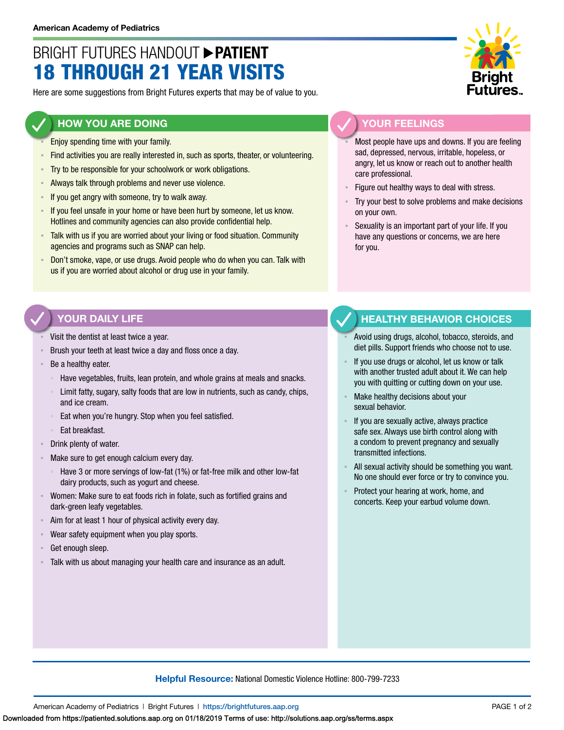American Academy of Pediatrics

# BRIGHT FUTURES HANDOUT ▶ PATIENT
# 18 THROUGH 21 YEAR VISITS

Here are some suggestions from Bright Futures experts that may be of value to you.

## HOW YOU ARE DOING

- Enjoy spending time with your family.
- Find activities you are really interested in, such as sports, theater, or volunteering.
- Try to be responsible for your schoolwork or work obligations.
- Always talk through problems and never use violence.
- If you get angry with someone, try to walk away.
- If you feel unsafe in your home or have been hurt by someone, let us know. Hotlines and community agencies can also provide confidential help.
- Talk with us if you are worried about your living or food situation. Community agencies and programs such as SNAP can help.
- Don't smoke, vape, or use drugs. Avoid people who do when you can. Talk with us if you are worried about alcohol or drug use in your family.

## YOUR FEELINGS

- Most people have ups and downs. If you are feeling sad, depressed, nervous, irritable, hopeless, or angry, let us know or reach out to another health care professional.
- Figure out healthy ways to deal with stress.
- Try your best to solve problems and make decisions on your own.
- Sexuality is an important part of your life. If you have any questions or concerns, we are here for you.

## YOUR DAILY LIFE

- Visit the dentist at least twice a year.
- Brush your teeth at least twice a day and floss once a day.
- Be a healthy eater.
  - Have vegetables, fruits, lean protein, and whole grains at meals and snacks.
  - Limit fatty, sugary, salty foods that are low in nutrients, such as candy, chips, and ice cream.
  - Eat when you're hungry. Stop when you feel satisfied.
  - Eat breakfast.
- Drink plenty of water.
- Make sure to get enough calcium every day.
  - Have 3 or more servings of low-fat (1%) or fat-free milk and other low-fat dairy products, such as yogurt and cheese.
- Women: Make sure to eat foods rich in folate, such as fortified grains and dark-green leafy vegetables.
- Aim for at least 1 hour of physical activity every day.
- Wear safety equipment when you play sports.
- Get enough sleep.
- Talk with us about managing your health care and insurance as an adult.

## HEALTHY BEHAVIOR CHOICES

- Avoid using drugs, alcohol, tobacco, steroids, and diet pills. Support friends who choose not to use.
- If you use drugs or alcohol, let us know or talk with another trusted adult about it. We can help you with quitting or cutting down on your use.
- Make healthy decisions about your sexual behavior.
- If you are sexually active, always practice safe sex. Always use birth control along with a condom to prevent pregnancy and sexually transmitted infections.
- All sexual activity should be something you want. No one should ever force or try to convince you.
- Protect your hearing at work, home, and concerts. Keep your earbud volume down.

**Helpful Resource:** National Domestic Violence Hotline: 800-799-7233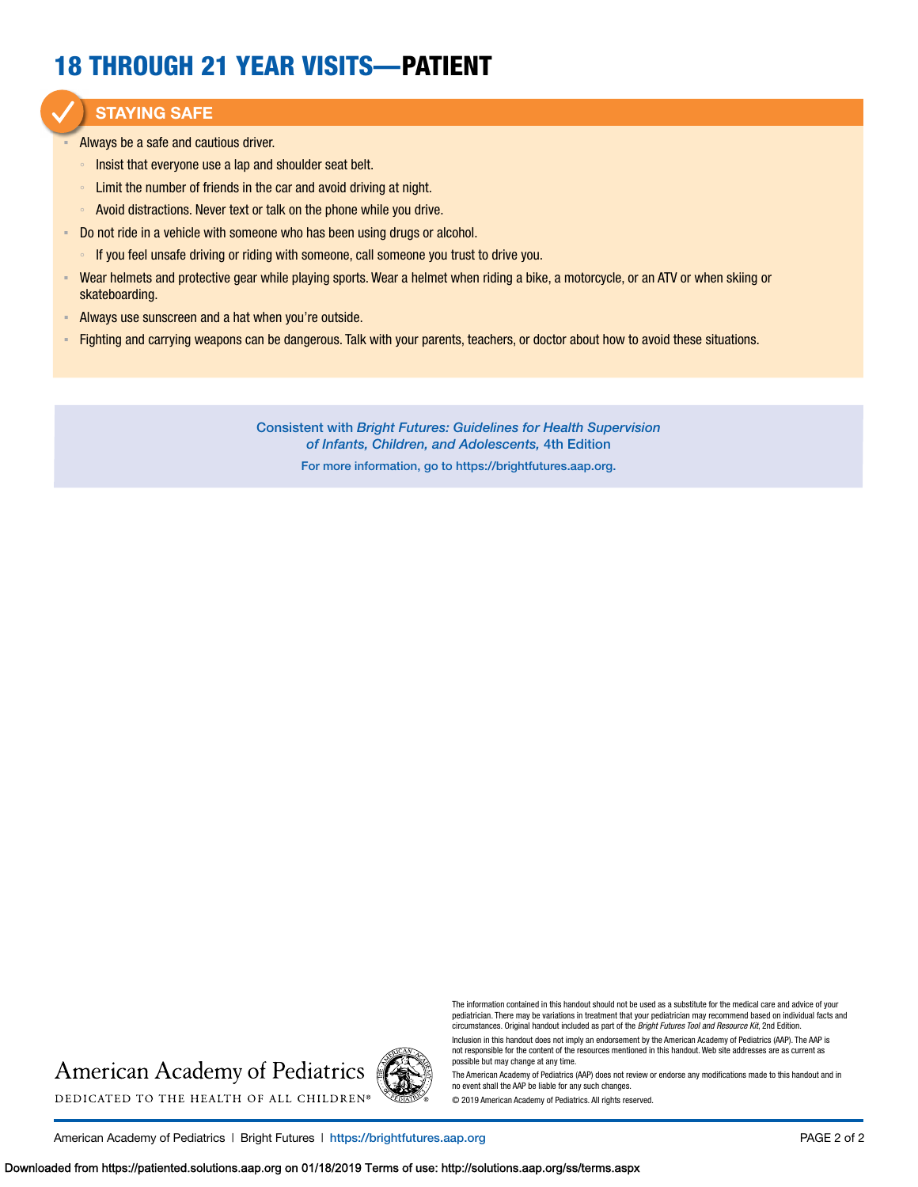# 18 THROUGH 21 YEAR VISITS—PATIENT

## STAYING SAFE

- Always be a safe and cautious driver.
  - Insist that everyone use a lap and shoulder seat belt.
  - Limit the number of friends in the car and avoid driving at night.
  - Avoid distractions. Never text or talk on the phone while you drive.
- Do not ride in a vehicle with someone who has been using drugs or alcohol.
  - If you feel unsafe driving or riding with someone, call someone you trust to drive you.
- Wear helmets and protective gear while playing sports. Wear a helmet when riding a bike, a motorcycle, or an ATV or when skiing or skateboarding.
- Always use sunscreen and a hat when you're outside.
- Fighting and carrying weapons can be dangerous. Talk with your parents, teachers, or doctor about how to avoid these situations.

Consistent with *Bright Futures: Guidelines for Health Supervision of Infants, Children, and Adolescents,* 4th Edition

For more information, go to https://brightfutures.aap.org.

American Academy of Pediatrics

DEDICATED TO THE HEALTH OF ALL CHILDREN®

The information contained in this handout should not be used as a substitute for the medical care and advice of your pediatrician. There may be variations in treatment that your pediatrician may recommend based on individual facts and circumstances. Original handout included as part of the *Bright Futures Tool and Resource Kit,* 2nd Edition.

Inclusion in this handout does not imply an endorsement by the American Academy of Pediatrics (AAP). The AAP is not responsible for the content of the resources mentioned in this handout. Web site addresses are as current as possible but may change at any time.

The American Academy of Pediatrics (AAP) does not review or endorse any modifications made to this handout and in no event shall the AAP be liable for any such changes.

© 2019 American Academy of Pediatrics. All rights reserved.

Downloaded from https://patiented.solutions.aap.org on 01/18/2019 Terms of use: http://solutions.aap.org/ss/terms.aspx